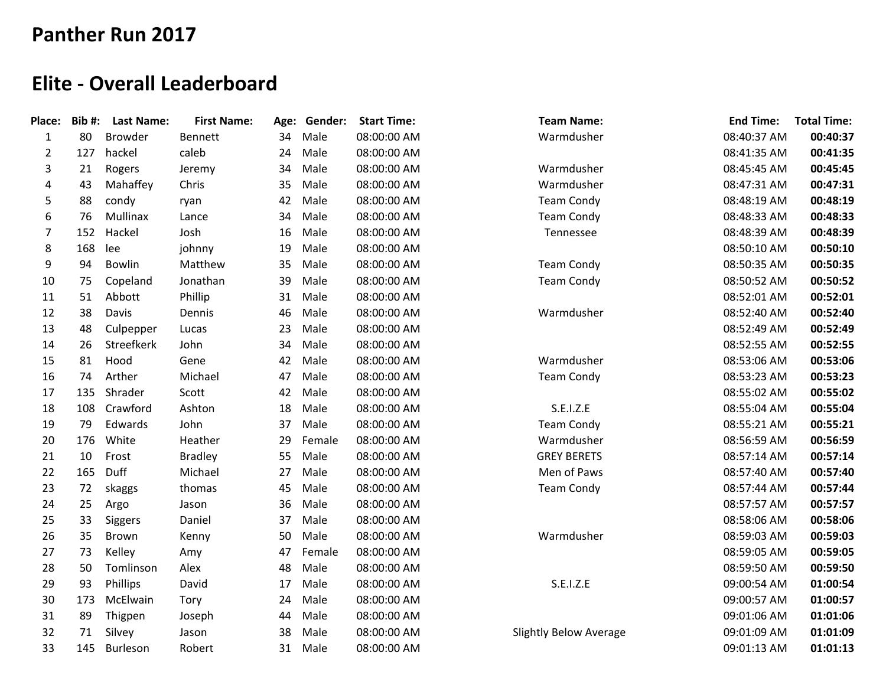# Panther Run 2017

## Elite - Overall Leaderboard

| Place: | Bib #: | Last Name: | First Name: | Age: | Gender: | Start Time: | Team Name: | End Time: | Total Time: |
|---|---|---|---|---|---|---|---|---|---|
| 1 | 80 | Browder | Bennett | 34 | Male | 08:00:00 AM | Warmdusher | 08:40:37 AM | **00:40:37** |
| 2 | 127 | hackel | caleb | 24 | Male | 08:00:00 AM | | 08:41:35 AM | **00:41:35** |
| 3 | 21 | Rogers | Jeremy | 34 | Male | 08:00:00 AM | Warmdusher | 08:45:45 AM | **00:45:45** |
| 4 | 43 | Mahaffey | Chris | 35 | Male | 08:00:00 AM | Warmdusher | 08:47:31 AM | **00:47:31** |
| 5 | 88 | condy | ryan | 42 | Male | 08:00:00 AM | Team Condy | 08:48:19 AM | **00:48:19** |
| 6 | 76 | Mullinax | Lance | 34 | Male | 08:00:00 AM | Team Condy | 08:48:33 AM | **00:48:33** |
| 7 | 152 | Hackel | Josh | 16 | Male | 08:00:00 AM | Tennessee | 08:48:39 AM | **00:48:39** |
| 8 | 168 | lee | johnny | 19 | Male | 08:00:00 AM | | 08:50:10 AM | **00:50:10** |
| 9 | 94 | Bowlin | Matthew | 35 | Male | 08:00:00 AM | Team Condy | 08:50:35 AM | **00:50:35** |
| 10 | 75 | Copeland | Jonathan | 39 | Male | 08:00:00 AM | Team Condy | 08:50:52 AM | **00:50:52** |
| 11 | 51 | Abbott | Phillip | 31 | Male | 08:00:00 AM | | 08:52:01 AM | **00:52:01** |
| 12 | 38 | Davis | Dennis | 46 | Male | 08:00:00 AM | Warmdusher | 08:52:40 AM | **00:52:40** |
| 13 | 48 | Culpepper | Lucas | 23 | Male | 08:00:00 AM | | 08:52:49 AM | **00:52:49** |
| 14 | 26 | Streefkerk | John | 34 | Male | 08:00:00 AM | | 08:52:55 AM | **00:52:55** |
| 15 | 81 | Hood | Gene | 42 | Male | 08:00:00 AM | Warmdusher | 08:53:06 AM | **00:53:06** |
| 16 | 74 | Arther | Michael | 47 | Male | 08:00:00 AM | Team Condy | 08:53:23 AM | **00:53:23** |
| 17 | 135 | Shrader | Scott | 42 | Male | 08:00:00 AM | | 08:55:02 AM | **00:55:02** |
| 18 | 108 | Crawford | Ashton | 18 | Male | 08:00:00 AM | S.E.I.Z.E | 08:55:04 AM | **00:55:04** |
| 19 | 79 | Edwards | John | 37 | Male | 08:00:00 AM | Team Condy | 08:55:21 AM | **00:55:21** |
| 20 | 176 | White | Heather | 29 | Female | 08:00:00 AM | Warmdusher | 08:56:59 AM | **00:56:59** |
| 21 | 10 | Frost | Bradley | 55 | Male | 08:00:00 AM | GREY BERETS | 08:57:14 AM | **00:57:14** |
| 22 | 165 | Duff | Michael | 27 | Male | 08:00:00 AM | Men of Paws | 08:57:40 AM | **00:57:40** |
| 23 | 72 | skaggs | thomas | 45 | Male | 08:00:00 AM | Team Condy | 08:57:44 AM | **00:57:44** |
| 24 | 25 | Argo | Jason | 36 | Male | 08:00:00 AM | | 08:57:57 AM | **00:57:57** |
| 25 | 33 | Siggers | Daniel | 37 | Male | 08:00:00 AM | | 08:58:06 AM | **00:58:06** |
| 26 | 35 | Brown | Kenny | 50 | Male | 08:00:00 AM | Warmdusher | 08:59:03 AM | **00:59:03** |
| 27 | 73 | Kelley | Amy | 47 | Female | 08:00:00 AM | | 08:59:05 AM | **00:59:05** |
| 28 | 50 | Tomlinson | Alex | 48 | Male | 08:00:00 AM | | 08:59:50 AM | **00:59:50** |
| 29 | 93 | Phillips | David | 17 | Male | 08:00:00 AM | S.E.I.Z.E | 09:00:54 AM | **01:00:54** |
| 30 | 173 | McElwain | Tory | 24 | Male | 08:00:00 AM | | 09:00:57 AM | **01:00:57** |
| 31 | 89 | Thigpen | Joseph | 44 | Male | 08:00:00 AM | | 09:01:06 AM | **01:01:06** |
| 32 | 71 | Silvey | Jason | 38 | Male | 08:00:00 AM | Slightly Below Average | 09:01:09 AM | **01:01:09** |
| 33 | 145 | Burleson | Robert | 31 | Male | 08:00:00 AM | | 09:01:13 AM | **01:01:13** |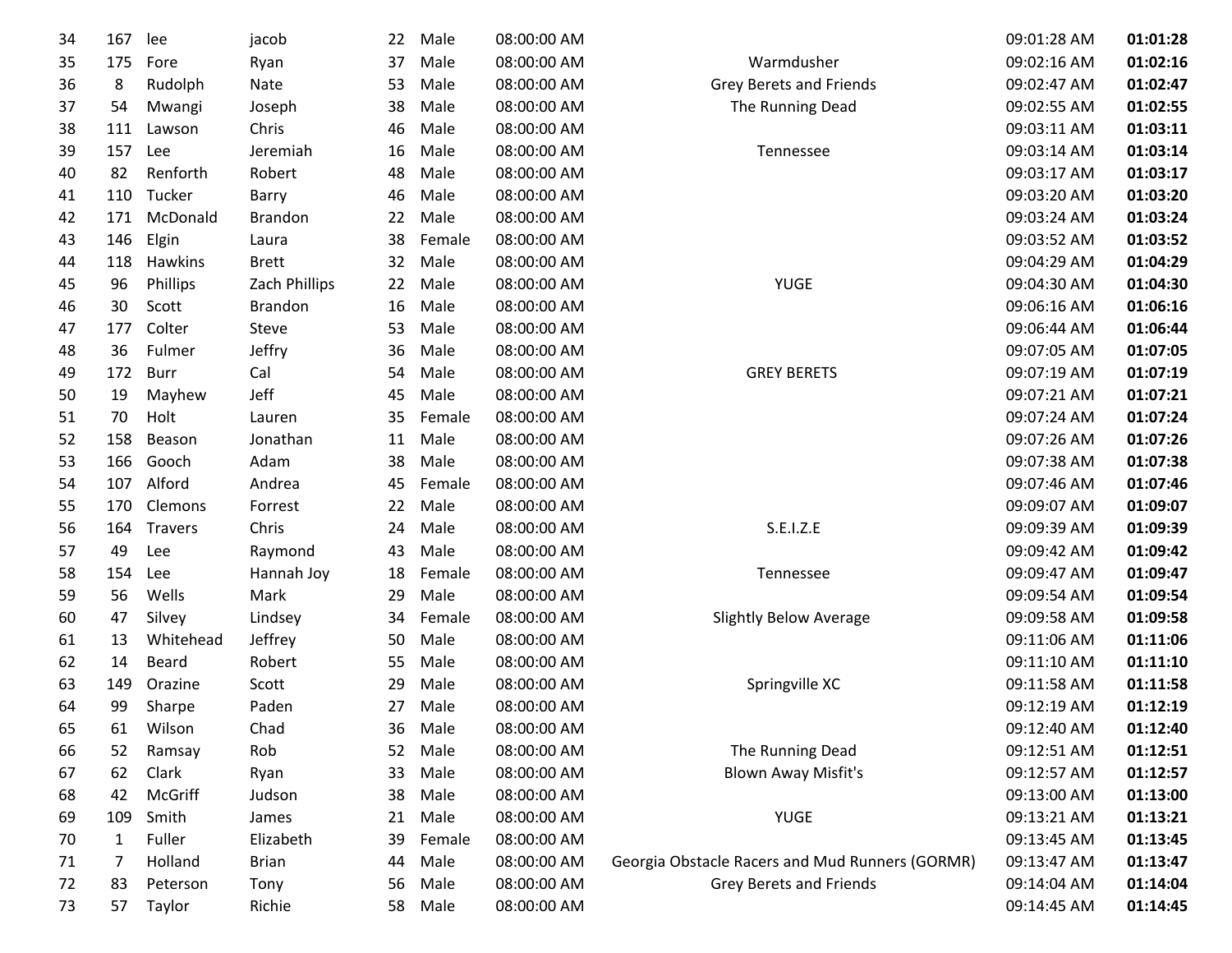| | | | | | | | | | |
|---|---|---|---|---|---|---|---|---|---|
| 34 | 167 | lee | jacob | 22 | Male | 08:00:00 AM | | 09:01:28 AM | **01:01:28** |
| 35 | 175 | Fore | Ryan | 37 | Male | 08:00:00 AM | Warmdusher | 09:02:16 AM | **01:02:16** |
| 36 | 8 | Rudolph | Nate | 53 | Male | 08:00:00 AM | Grey Berets and Friends | 09:02:47 AM | **01:02:47** |
| 37 | 54 | Mwangi | Joseph | 38 | Male | 08:00:00 AM | The Running Dead | 09:02:55 AM | **01:02:55** |
| 38 | 111 | Lawson | Chris | 46 | Male | 08:00:00 AM | | 09:03:11 AM | **01:03:11** |
| 39 | 157 | Lee | Jeremiah | 16 | Male | 08:00:00 AM | Tennessee | 09:03:14 AM | **01:03:14** |
| 40 | 82 | Renforth | Robert | 48 | Male | 08:00:00 AM | | 09:03:17 AM | **01:03:17** |
| 41 | 110 | Tucker | Barry | 46 | Male | 08:00:00 AM | | 09:03:20 AM | **01:03:20** |
| 42 | 171 | McDonald | Brandon | 22 | Male | 08:00:00 AM | | 09:03:24 AM | **01:03:24** |
| 43 | 146 | Elgin | Laura | 38 | Female | 08:00:00 AM | | 09:03:52 AM | **01:03:52** |
| 44 | 118 | Hawkins | Brett | 32 | Male | 08:00:00 AM | | 09:04:29 AM | **01:04:29** |
| 45 | 96 | Phillips | Zach Phillips | 22 | Male | 08:00:00 AM | YUGE | 09:04:30 AM | **01:04:30** |
| 46 | 30 | Scott | Brandon | 16 | Male | 08:00:00 AM | | 09:06:16 AM | **01:06:16** |
| 47 | 177 | Colter | Steve | 53 | Male | 08:00:00 AM | | 09:06:44 AM | **01:06:44** |
| 48 | 36 | Fulmer | Jeffry | 36 | Male | 08:00:00 AM | | 09:07:05 AM | **01:07:05** |
| 49 | 172 | Burr | Cal | 54 | Male | 08:00:00 AM | GREY BERETS | 09:07:19 AM | **01:07:19** |
| 50 | 19 | Mayhew | Jeff | 45 | Male | 08:00:00 AM | | 09:07:21 AM | **01:07:21** |
| 51 | 70 | Holt | Lauren | 35 | Female | 08:00:00 AM | | 09:07:24 AM | **01:07:24** |
| 52 | 158 | Beason | Jonathan | 11 | Male | 08:00:00 AM | | 09:07:26 AM | **01:07:26** |
| 53 | 166 | Gooch | Adam | 38 | Male | 08:00:00 AM | | 09:07:38 AM | **01:07:38** |
| 54 | 107 | Alford | Andrea | 45 | Female | 08:00:00 AM | | 09:07:46 AM | **01:07:46** |
| 55 | 170 | Clemons | Forrest | 22 | Male | 08:00:00 AM | | 09:09:07 AM | **01:09:07** |
| 56 | 164 | Travers | Chris | 24 | Male | 08:00:00 AM | S.E.I.Z.E | 09:09:39 AM | **01:09:39** |
| 57 | 49 | Lee | Raymond | 43 | Male | 08:00:00 AM | | 09:09:42 AM | **01:09:42** |
| 58 | 154 | Lee | Hannah Joy | 18 | Female | 08:00:00 AM | Tennessee | 09:09:47 AM | **01:09:47** |
| 59 | 56 | Wells | Mark | 29 | Male | 08:00:00 AM | | 09:09:54 AM | **01:09:54** |
| 60 | 47 | Silvey | Lindsey | 34 | Female | 08:00:00 AM | Slightly Below Average | 09:09:58 AM | **01:09:58** |
| 61 | 13 | Whitehead | Jeffrey | 50 | Male | 08:00:00 AM | | 09:11:06 AM | **01:11:06** |
| 62 | 14 | Beard | Robert | 55 | Male | 08:00:00 AM | | 09:11:10 AM | **01:11:10** |
| 63 | 149 | Orazine | Scott | 29 | Male | 08:00:00 AM | Springville XC | 09:11:58 AM | **01:11:58** |
| 64 | 99 | Sharpe | Paden | 27 | Male | 08:00:00 AM | | 09:12:19 AM | **01:12:19** |
| 65 | 61 | Wilson | Chad | 36 | Male | 08:00:00 AM | | 09:12:40 AM | **01:12:40** |
| 66 | 52 | Ramsay | Rob | 52 | Male | 08:00:00 AM | The Running Dead | 09:12:51 AM | **01:12:51** |
| 67 | 62 | Clark | Ryan | 33 | Male | 08:00:00 AM | Blown Away Misfit's | 09:12:57 AM | **01:12:57** |
| 68 | 42 | McGriff | Judson | 38 | Male | 08:00:00 AM | | 09:13:00 AM | **01:13:00** |
| 69 | 109 | Smith | James | 21 | Male | 08:00:00 AM | YUGE | 09:13:21 AM | **01:13:21** |
| 70 | 1 | Fuller | Elizabeth | 39 | Female | 08:00:00 AM | | 09:13:45 AM | **01:13:45** |
| 71 | 7 | Holland | Brian | 44 | Male | 08:00:00 AM | Georgia Obstacle Racers and Mud Runners (GORMR) | 09:13:47 AM | **01:13:47** |
| 72 | 83 | Peterson | Tony | 56 | Male | 08:00:00 AM | Grey Berets and Friends | 09:14:04 AM | **01:14:04** |
| 73 | 57 | Taylor | Richie | 58 | Male | 08:00:00 AM | | 09:14:45 AM | **01:14:45** |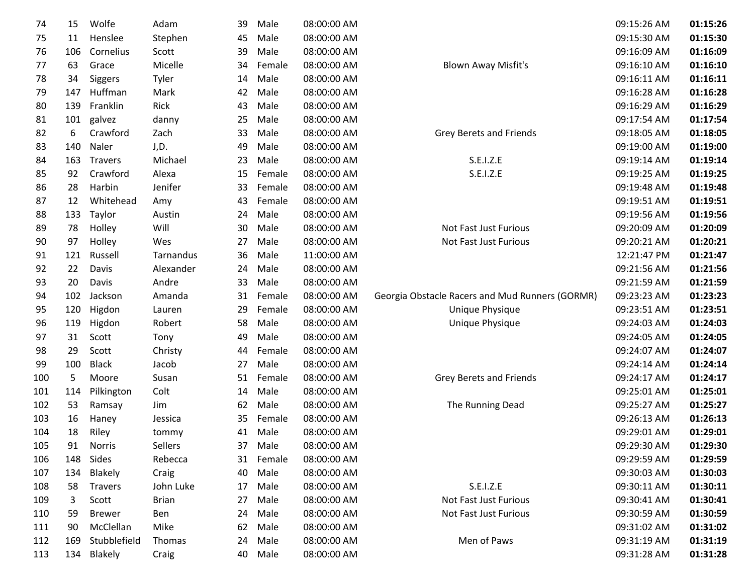| | | | | | | | | | |
|---|---|---|---|---|---|---|---|---|---|
| 74 | 15 | Wolfe | Adam | 39 | Male | 08:00:00 AM | | 09:15:26 AM | **01:15:26** |
| 75 | 11 | Henslee | Stephen | 45 | Male | 08:00:00 AM | | 09:15:30 AM | **01:15:30** |
| 76 | 106 | Cornelius | Scott | 39 | Male | 08:00:00 AM | | 09:16:09 AM | **01:16:09** |
| 77 | 63 | Grace | Micelle | 34 | Female | 08:00:00 AM | Blown Away Misfit's | 09:16:10 AM | **01:16:10** |
| 78 | 34 | Siggers | Tyler | 14 | Male | 08:00:00 AM | | 09:16:11 AM | **01:16:11** |
| 79 | 147 | Huffman | Mark | 42 | Male | 08:00:00 AM | | 09:16:28 AM | **01:16:28** |
| 80 | 139 | Franklin | Rick | 43 | Male | 08:00:00 AM | | 09:16:29 AM | **01:16:29** |
| 81 | 101 | galvez | danny | 25 | Male | 08:00:00 AM | | 09:17:54 AM | **01:17:54** |
| 82 | 6 | Crawford | Zach | 33 | Male | 08:00:00 AM | Grey Berets and Friends | 09:18:05 AM | **01:18:05** |
| 83 | 140 | Naler | J,D. | 49 | Male | 08:00:00 AM | | 09:19:00 AM | **01:19:00** |
| 84 | 163 | Travers | Michael | 23 | Male | 08:00:00 AM | S.E.I.Z.E | 09:19:14 AM | **01:19:14** |
| 85 | 92 | Crawford | Alexa | 15 | Female | 08:00:00 AM | S.E.I.Z.E | 09:19:25 AM | **01:19:25** |
| 86 | 28 | Harbin | Jenifer | 33 | Female | 08:00:00 AM | | 09:19:48 AM | **01:19:48** |
| 87 | 12 | Whitehead | Amy | 43 | Female | 08:00:00 AM | | 09:19:51 AM | **01:19:51** |
| 88 | 133 | Taylor | Austin | 24 | Male | 08:00:00 AM | | 09:19:56 AM | **01:19:56** |
| 89 | 78 | Holley | Will | 30 | Male | 08:00:00 AM | Not Fast Just Furious | 09:20:09 AM | **01:20:09** |
| 90 | 97 | Holley | Wes | 27 | Male | 08:00:00 AM | Not Fast Just Furious | 09:20:21 AM | **01:20:21** |
| 91 | 121 | Russell | Tarnandus | 36 | Male | 11:00:00 AM | | 12:21:47 PM | **01:21:47** |
| 92 | 22 | Davis | Alexander | 24 | Male | 08:00:00 AM | | 09:21:56 AM | **01:21:56** |
| 93 | 20 | Davis | Andre | 33 | Male | 08:00:00 AM | | 09:21:59 AM | **01:21:59** |
| 94 | 102 | Jackson | Amanda | 31 | Female | 08:00:00 AM | Georgia Obstacle Racers and Mud Runners (GORMR) | 09:23:23 AM | **01:23:23** |
| 95 | 120 | Higdon | Lauren | 29 | Female | 08:00:00 AM | Unique Physique | 09:23:51 AM | **01:23:51** |
| 96 | 119 | Higdon | Robert | 58 | Male | 08:00:00 AM | Unique Physique | 09:24:03 AM | **01:24:03** |
| 97 | 31 | Scott | Tony | 49 | Male | 08:00:00 AM | | 09:24:05 AM | **01:24:05** |
| 98 | 29 | Scott | Christy | 44 | Female | 08:00:00 AM | | 09:24:07 AM | **01:24:07** |
| 99 | 100 | Black | Jacob | 27 | Male | 08:00:00 AM | | 09:24:14 AM | **01:24:14** |
| 100 | 5 | Moore | Susan | 51 | Female | 08:00:00 AM | Grey Berets and Friends | 09:24:17 AM | **01:24:17** |
| 101 | 114 | Pilkington | Colt | 14 | Male | 08:00:00 AM | | 09:25:01 AM | **01:25:01** |
| 102 | 53 | Ramsay | Jim | 62 | Male | 08:00:00 AM | The Running Dead | 09:25:27 AM | **01:25:27** |
| 103 | 16 | Haney | Jessica | 35 | Female | 08:00:00 AM | | 09:26:13 AM | **01:26:13** |
| 104 | 18 | Riley | tommy | 41 | Male | 08:00:00 AM | | 09:29:01 AM | **01:29:01** |
| 105 | 91 | Norris | Sellers | 37 | Male | 08:00:00 AM | | 09:29:30 AM | **01:29:30** |
| 106 | 148 | Sides | Rebecca | 31 | Female | 08:00:00 AM | | 09:29:59 AM | **01:29:59** |
| 107 | 134 | Blakely | Craig | 40 | Male | 08:00:00 AM | | 09:30:03 AM | **01:30:03** |
| 108 | 58 | Travers | John Luke | 17 | Male | 08:00:00 AM | S.E.I.Z.E | 09:30:11 AM | **01:30:11** |
| 109 | 3 | Scott | Brian | 27 | Male | 08:00:00 AM | Not Fast Just Furious | 09:30:41 AM | **01:30:41** |
| 110 | 59 | Brewer | Ben | 24 | Male | 08:00:00 AM | Not Fast Just Furious | 09:30:59 AM | **01:30:59** |
| 111 | 90 | McClellan | Mike | 62 | Male | 08:00:00 AM | | 09:31:02 AM | **01:31:02** |
| 112 | 169 | Stubblefield | Thomas | 24 | Male | 08:00:00 AM | Men of Paws | 09:31:19 AM | **01:31:19** |
| 113 | 134 | Blakely | Craig | 40 | Male | 08:00:00 AM | | 09:31:28 AM | **01:31:28** |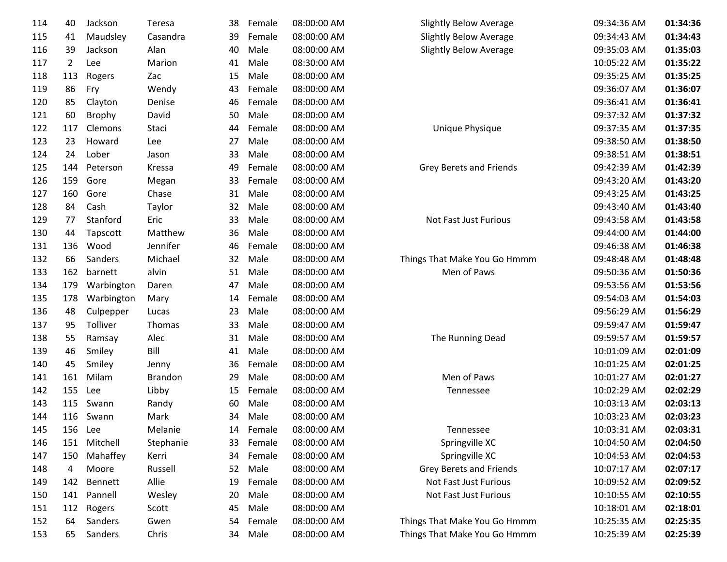| | | | | | | | | | |
|---|---|---|---|---|---|---|---|---|---|
| 114 | 40 | Jackson | Teresa | 38 | Female | 08:00:00 AM | Slightly Below Average | 09:34:36 AM | **01:34:36** |
| 115 | 41 | Maudsley | Casandra | 39 | Female | 08:00:00 AM | Slightly Below Average | 09:34:43 AM | **01:34:43** |
| 116 | 39 | Jackson | Alan | 40 | Male | 08:00:00 AM | Slightly Below Average | 09:35:03 AM | **01:35:03** |
| 117 | 2 | Lee | Marion | 41 | Male | 08:30:00 AM | | 10:05:22 AM | **01:35:22** |
| 118 | 113 | Rogers | Zac | 15 | Male | 08:00:00 AM | | 09:35:25 AM | **01:35:25** |
| 119 | 86 | Fry | Wendy | 43 | Female | 08:00:00 AM | | 09:36:07 AM | **01:36:07** |
| 120 | 85 | Clayton | Denise | 46 | Female | 08:00:00 AM | | 09:36:41 AM | **01:36:41** |
| 121 | 60 | Brophy | David | 50 | Male | 08:00:00 AM | | 09:37:32 AM | **01:37:32** |
| 122 | 117 | Clemons | Staci | 44 | Female | 08:00:00 AM | Unique Physique | 09:37:35 AM | **01:37:35** |
| 123 | 23 | Howard | Lee | 27 | Male | 08:00:00 AM | | 09:38:50 AM | **01:38:50** |
| 124 | 24 | Lober | Jason | 33 | Male | 08:00:00 AM | | 09:38:51 AM | **01:38:51** |
| 125 | 144 | Peterson | Kressa | 49 | Female | 08:00:00 AM | Grey Berets and Friends | 09:42:39 AM | **01:42:39** |
| 126 | 159 | Gore | Megan | 33 | Female | 08:00:00 AM | | 09:43:20 AM | **01:43:20** |
| 127 | 160 | Gore | Chase | 31 | Male | 08:00:00 AM | | 09:43:25 AM | **01:43:25** |
| 128 | 84 | Cash | Taylor | 32 | Male | 08:00:00 AM | | 09:43:40 AM | **01:43:40** |
| 129 | 77 | Stanford | Eric | 33 | Male | 08:00:00 AM | Not Fast Just Furious | 09:43:58 AM | **01:43:58** |
| 130 | 44 | Tapscott | Matthew | 36 | Male | 08:00:00 AM | | 09:44:00 AM | **01:44:00** |
| 131 | 136 | Wood | Jennifer | 46 | Female | 08:00:00 AM | | 09:46:38 AM | **01:46:38** |
| 132 | 66 | Sanders | Michael | 32 | Male | 08:00:00 AM | Things That Make You Go Hmmm | 09:48:48 AM | **01:48:48** |
| 133 | 162 | barnett | alvin | 51 | Male | 08:00:00 AM | Men of Paws | 09:50:36 AM | **01:50:36** |
| 134 | 179 | Warbington | Daren | 47 | Male | 08:00:00 AM | | 09:53:56 AM | **01:53:56** |
| 135 | 178 | Warbington | Mary | 14 | Female | 08:00:00 AM | | 09:54:03 AM | **01:54:03** |
| 136 | 48 | Culpepper | Lucas | 23 | Male | 08:00:00 AM | | 09:56:29 AM | **01:56:29** |
| 137 | 95 | Tolliver | Thomas | 33 | Male | 08:00:00 AM | | 09:59:47 AM | **01:59:47** |
| 138 | 55 | Ramsay | Alec | 31 | Male | 08:00:00 AM | The Running Dead | 09:59:57 AM | **01:59:57** |
| 139 | 46 | Smiley | Bill | 41 | Male | 08:00:00 AM | | 10:01:09 AM | **02:01:09** |
| 140 | 45 | Smiley | Jenny | 36 | Female | 08:00:00 AM | | 10:01:25 AM | **02:01:25** |
| 141 | 161 | Milam | Brandon | 29 | Male | 08:00:00 AM | Men of Paws | 10:01:27 AM | **02:01:27** |
| 142 | 155 | Lee | Libby | 15 | Female | 08:00:00 AM | Tennessee | 10:02:29 AM | **02:02:29** |
| 143 | 115 | Swann | Randy | 60 | Male | 08:00:00 AM | | 10:03:13 AM | **02:03:13** |
| 144 | 116 | Swann | Mark | 34 | Male | 08:00:00 AM | | 10:03:23 AM | **02:03:23** |
| 145 | 156 | Lee | Melanie | 14 | Female | 08:00:00 AM | Tennessee | 10:03:31 AM | **02:03:31** |
| 146 | 151 | Mitchell | Stephanie | 33 | Female | 08:00:00 AM | Springville XC | 10:04:50 AM | **02:04:50** |
| 147 | 150 | Mahaffey | Kerri | 34 | Female | 08:00:00 AM | Springville XC | 10:04:53 AM | **02:04:53** |
| 148 | 4 | Moore | Russell | 52 | Male | 08:00:00 AM | Grey Berets and Friends | 10:07:17 AM | **02:07:17** |
| 149 | 142 | Bennett | Allie | 19 | Female | 08:00:00 AM | Not Fast Just Furious | 10:09:52 AM | **02:09:52** |
| 150 | 141 | Pannell | Wesley | 20 | Male | 08:00:00 AM | Not Fast Just Furious | 10:10:55 AM | **02:10:55** |
| 151 | 112 | Rogers | Scott | 45 | Male | 08:00:00 AM | | 10:18:01 AM | **02:18:01** |
| 152 | 64 | Sanders | Gwen | 54 | Female | 08:00:00 AM | Things That Make You Go Hmmm | 10:25:35 AM | **02:25:35** |
| 153 | 65 | Sanders | Chris | 34 | Male | 08:00:00 AM | Things That Make You Go Hmmm | 10:25:39 AM | **02:25:39** |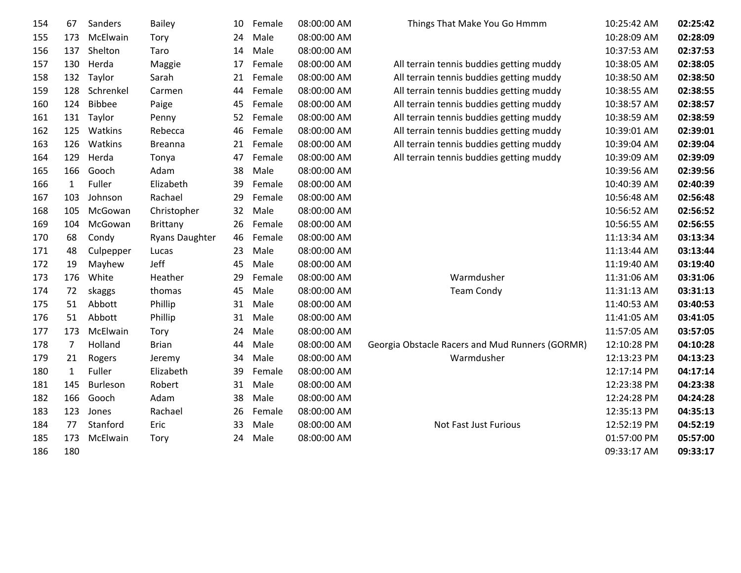| | | | | | | | | | |
|---|---|---|---|---|---|---|---|---|---|
| 154 | 67 | Sanders | Bailey | 10 | Female | 08:00:00 AM | Things That Make You Go Hmmm | 10:25:42 AM | **02:25:42** |
| 155 | 173 | McElwain | Tory | 24 | Male | 08:00:00 AM | | 10:28:09 AM | **02:28:09** |
| 156 | 137 | Shelton | Taro | 14 | Male | 08:00:00 AM | | 10:37:53 AM | **02:37:53** |
| 157 | 130 | Herda | Maggie | 17 | Female | 08:00:00 AM | All terrain tennis buddies getting muddy | 10:38:05 AM | **02:38:05** |
| 158 | 132 | Taylor | Sarah | 21 | Female | 08:00:00 AM | All terrain tennis buddies getting muddy | 10:38:50 AM | **02:38:50** |
| 159 | 128 | Schrenkel | Carmen | 44 | Female | 08:00:00 AM | All terrain tennis buddies getting muddy | 10:38:55 AM | **02:38:55** |
| 160 | 124 | Bibbee | Paige | 45 | Female | 08:00:00 AM | All terrain tennis buddies getting muddy | 10:38:57 AM | **02:38:57** |
| 161 | 131 | Taylor | Penny | 52 | Female | 08:00:00 AM | All terrain tennis buddies getting muddy | 10:38:59 AM | **02:38:59** |
| 162 | 125 | Watkins | Rebecca | 46 | Female | 08:00:00 AM | All terrain tennis buddies getting muddy | 10:39:01 AM | **02:39:01** |
| 163 | 126 | Watkins | Breanna | 21 | Female | 08:00:00 AM | All terrain tennis buddies getting muddy | 10:39:04 AM | **02:39:04** |
| 164 | 129 | Herda | Tonya | 47 | Female | 08:00:00 AM | All terrain tennis buddies getting muddy | 10:39:09 AM | **02:39:09** |
| 165 | 166 | Gooch | Adam | 38 | Male | 08:00:00 AM | | 10:39:56 AM | **02:39:56** |
| 166 | 1 | Fuller | Elizabeth | 39 | Female | 08:00:00 AM | | 10:40:39 AM | **02:40:39** |
| 167 | 103 | Johnson | Rachael | 29 | Female | 08:00:00 AM | | 10:56:48 AM | **02:56:48** |
| 168 | 105 | McGowan | Christopher | 32 | Male | 08:00:00 AM | | 10:56:52 AM | **02:56:52** |
| 169 | 104 | McGowan | Brittany | 26 | Female | 08:00:00 AM | | 10:56:55 AM | **02:56:55** |
| 170 | 68 | Condy | Ryans Daughter | 46 | Female | 08:00:00 AM | | 11:13:34 AM | **03:13:34** |
| 171 | 48 | Culpepper | Lucas | 23 | Male | 08:00:00 AM | | 11:13:44 AM | **03:13:44** |
| 172 | 19 | Mayhew | Jeff | 45 | Male | 08:00:00 AM | | 11:19:40 AM | **03:19:40** |
| 173 | 176 | White | Heather | 29 | Female | 08:00:00 AM | Warmdusher | 11:31:06 AM | **03:31:06** |
| 174 | 72 | skaggs | thomas | 45 | Male | 08:00:00 AM | Team Condy | 11:31:13 AM | **03:31:13** |
| 175 | 51 | Abbott | Phillip | 31 | Male | 08:00:00 AM | | 11:40:53 AM | **03:40:53** |
| 176 | 51 | Abbott | Phillip | 31 | Male | 08:00:00 AM | | 11:41:05 AM | **03:41:05** |
| 177 | 173 | McElwain | Tory | 24 | Male | 08:00:00 AM | | 11:57:05 AM | **03:57:05** |
| 178 | 7 | Holland | Brian | 44 | Male | 08:00:00 AM | Georgia Obstacle Racers and Mud Runners (GORMR) | 12:10:28 PM | **04:10:28** |
| 179 | 21 | Rogers | Jeremy | 34 | Male | 08:00:00 AM | Warmdusher | 12:13:23 PM | **04:13:23** |
| 180 | 1 | Fuller | Elizabeth | 39 | Female | 08:00:00 AM | | 12:17:14 PM | **04:17:14** |
| 181 | 145 | Burleson | Robert | 31 | Male | 08:00:00 AM | | 12:23:38 PM | **04:23:38** |
| 182 | 166 | Gooch | Adam | 38 | Male | 08:00:00 AM | | 12:24:28 PM | **04:24:28** |
| 183 | 123 | Jones | Rachael | 26 | Female | 08:00:00 AM | | 12:35:13 PM | **04:35:13** |
| 184 | 77 | Stanford | Eric | 33 | Male | 08:00:00 AM | Not Fast Just Furious | 12:52:19 PM | **04:52:19** |
| 185 | 173 | McElwain | Tory | 24 | Male | 08:00:00 AM | | 01:57:00 PM | **05:57:00** |
| 186 | 180 | | | | | | | 09:33:17 AM | **09:33:17** |